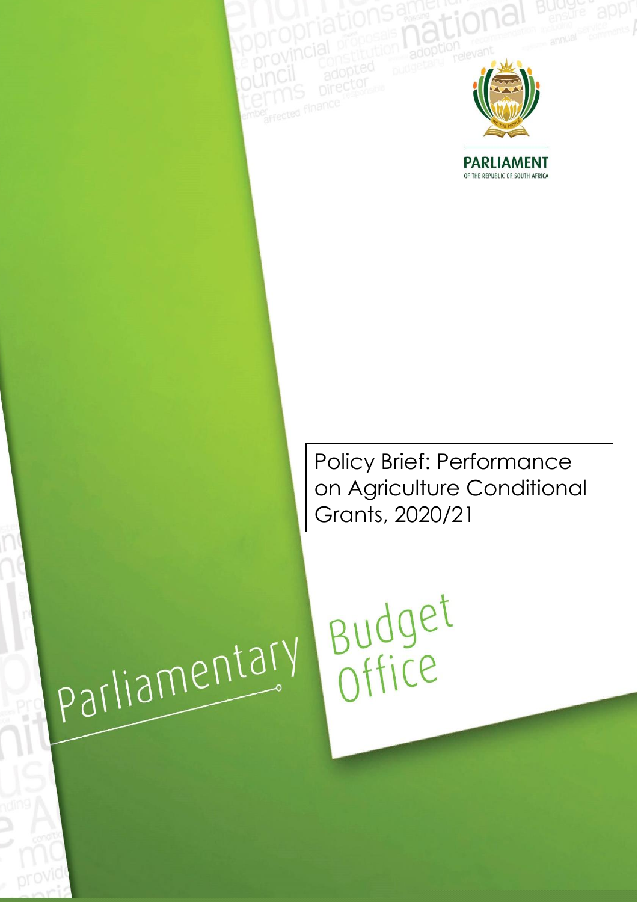PARLIAMENT

OF THE REPUBLIC OF SOUTH AFRICA

# Policy Brief: Performance on Agriculture Conditional Grants, 2020/21

Parliamentary Budget Office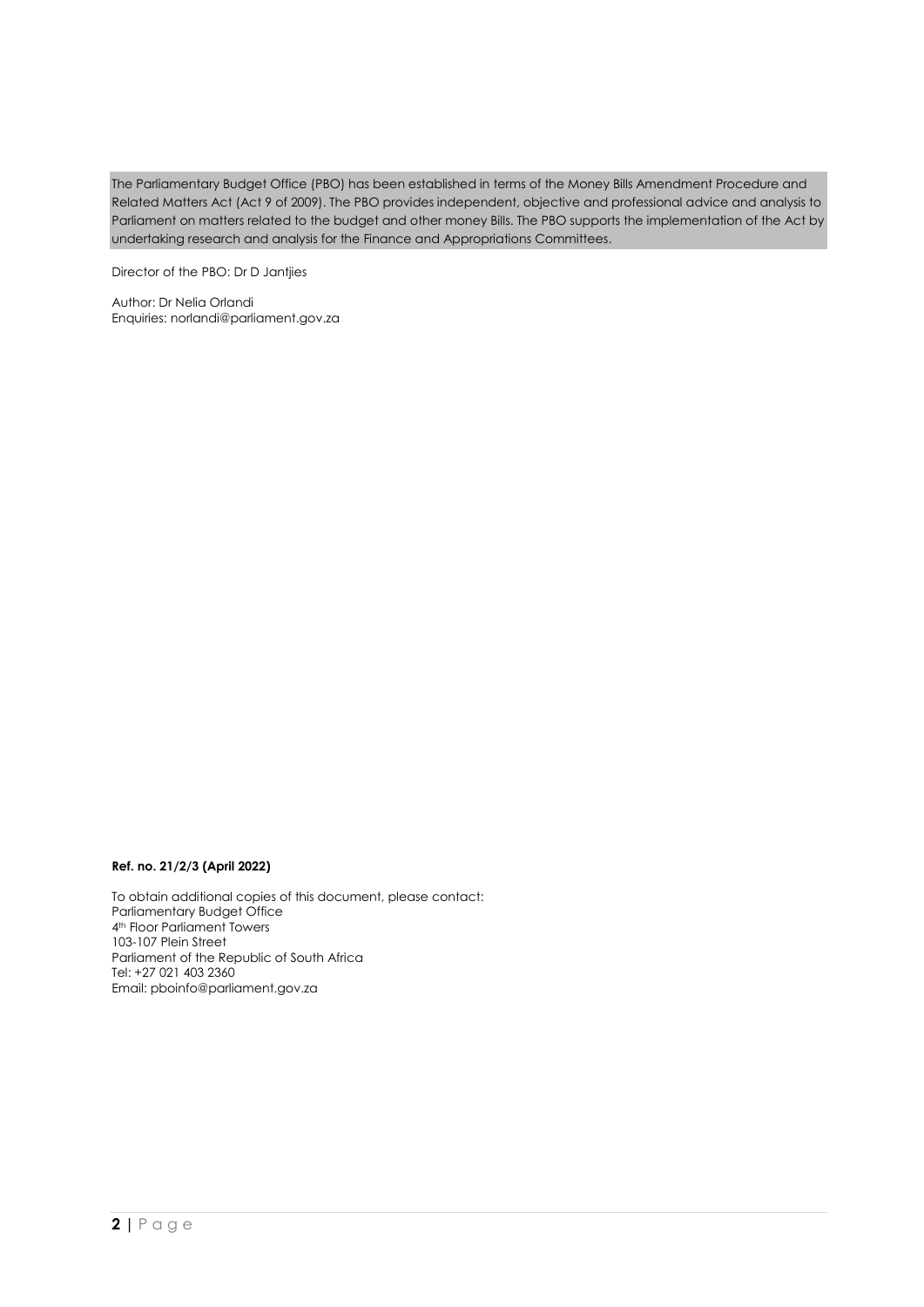The Parliamentary Budget Office (PBO) has been established in terms of the Money Bills Amendment Procedure and Related Matters Act (Act 9 of 2009). The PBO provides independent, objective and professional advice and analysis to Parliament on matters related to the budget and other money Bills. The PBO supports the implementation of the Act by undertaking research and analysis for the Finance and Appropriations Committees.

Director of the PBO: Dr D Jantjies

Author: Dr Nelia Orlandi
Enquiries: norlandi@parliament.gov.za

**Ref. no. 21/2/3 (April 2022)**

To obtain additional copies of this document, please contact:
Parliamentary Budget Office
4th Floor Parliament Towers
103-107 Plein Street
Parliament of the Republic of South Africa
Tel: +27 021 403 2360
Email: pboinfo@parliament.gov.za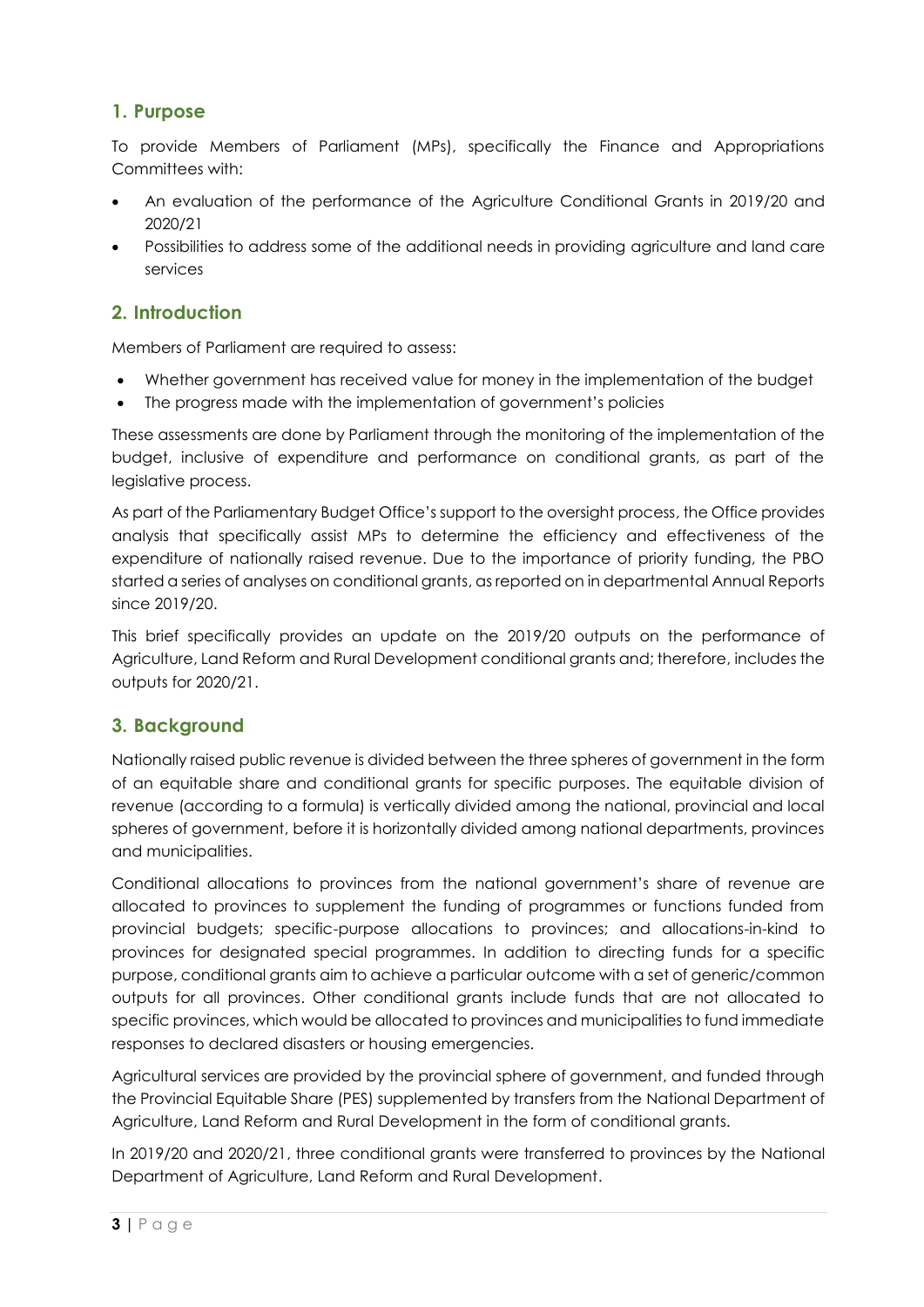## 1. Purpose

To provide Members of Parliament (MPs), specifically the Finance and Appropriations Committees with:

- An evaluation of the performance of the Agriculture Conditional Grants in 2019/20 and 2020/21
- Possibilities to address some of the additional needs in providing agriculture and land care services

## 2. Introduction

Members of Parliament are required to assess:

- Whether government has received value for money in the implementation of the budget
- The progress made with the implementation of government's policies

These assessments are done by Parliament through the monitoring of the implementation of the budget, inclusive of expenditure and performance on conditional grants, as part of the legislative process.

As part of the Parliamentary Budget Office's support to the oversight process, the Office provides analysis that specifically assist MPs to determine the efficiency and effectiveness of the expenditure of nationally raised revenue. Due to the importance of priority funding, the PBO started a series of analyses on conditional grants, as reported on in departmental Annual Reports since 2019/20.

This brief specifically provides an update on the 2019/20 outputs on the performance of Agriculture, Land Reform and Rural Development conditional grants and; therefore, includes the outputs for 2020/21.

## 3. Background

Nationally raised public revenue is divided between the three spheres of government in the form of an equitable share and conditional grants for specific purposes. The equitable division of revenue (according to a formula) is vertically divided among the national, provincial and local spheres of government, before it is horizontally divided among national departments, provinces and municipalities.

Conditional allocations to provinces from the national government's share of revenue are allocated to provinces to supplement the funding of programmes or functions funded from provincial budgets; specific-purpose allocations to provinces; and allocations-in-kind to provinces for designated special programmes. In addition to directing funds for a specific purpose, conditional grants aim to achieve a particular outcome with a set of generic/common outputs for all provinces. Other conditional grants include funds that are not allocated to specific provinces, which would be allocated to provinces and municipalities to fund immediate responses to declared disasters or housing emergencies.

Agricultural services are provided by the provincial sphere of government, and funded through the Provincial Equitable Share (PES) supplemented by transfers from the National Department of Agriculture, Land Reform and Rural Development in the form of conditional grants.

In 2019/20 and 2020/21, three conditional grants were transferred to provinces by the National Department of Agriculture, Land Reform and Rural Development.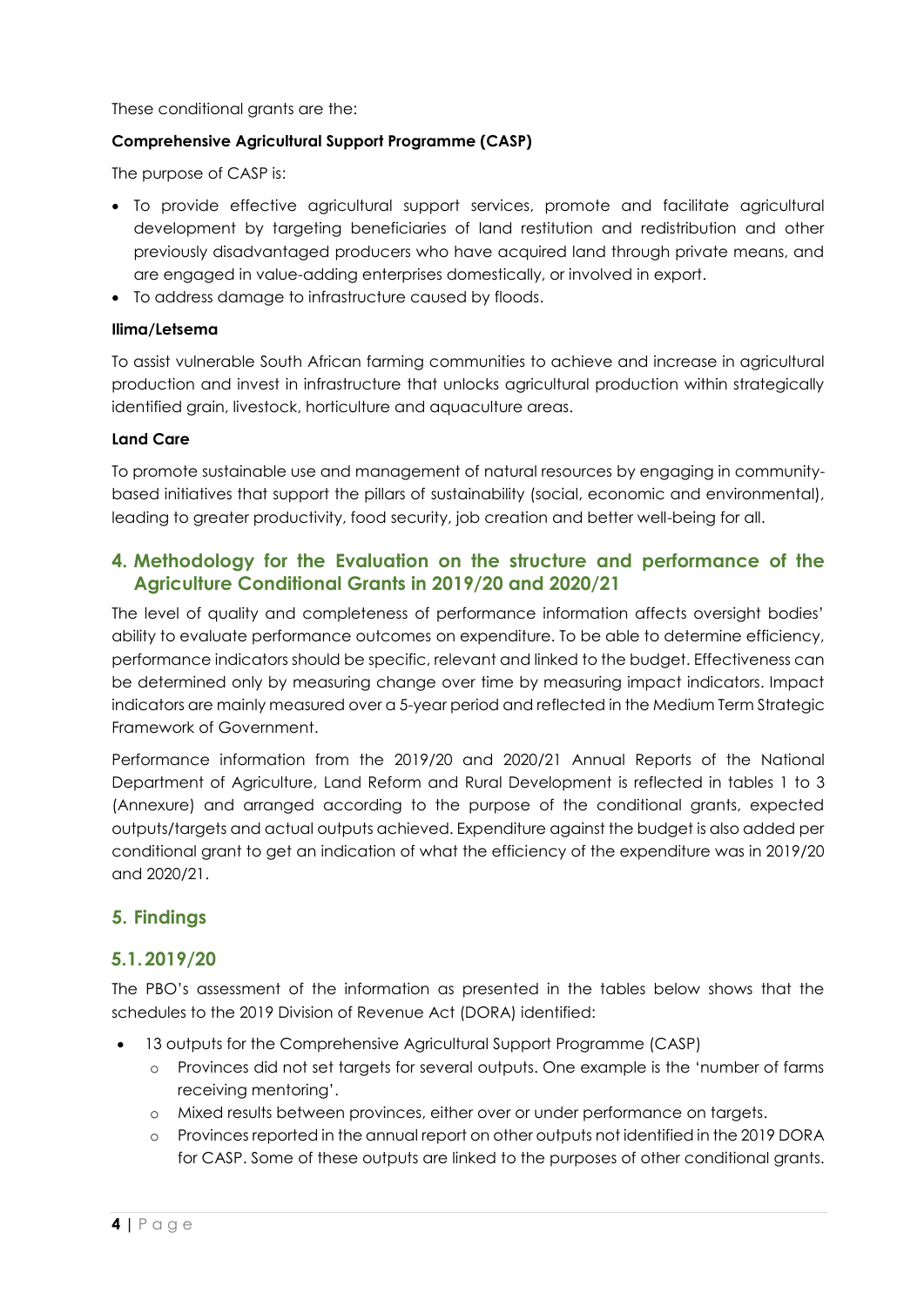These conditional grants are the:

**Comprehensive Agricultural Support Programme (CASP)**

The purpose of CASP is:

- To provide effective agricultural support services, promote and facilitate agricultural development by targeting beneficiaries of land restitution and redistribution and other previously disadvantaged producers who have acquired land through private means, and are engaged in value-adding enterprises domestically, or involved in export.
- To address damage to infrastructure caused by floods.

**Ilima/Letsema**

To assist vulnerable South African farming communities to achieve and increase in agricultural production and invest in infrastructure that unlocks agricultural production within strategically identified grain, livestock, horticulture and aquaculture areas.

**Land Care**

To promote sustainable use and management of natural resources by engaging in community-based initiatives that support the pillars of sustainability (social, economic and environmental), leading to greater productivity, food security, job creation and better well-being for all.

## 4. Methodology for the Evaluation on the structure and performance of the Agriculture Conditional Grants in 2019/20 and 2020/21

The level of quality and completeness of performance information affects oversight bodies' ability to evaluate performance outcomes on expenditure. To be able to determine efficiency, performance indicators should be specific, relevant and linked to the budget. Effectiveness can be determined only by measuring change over time by measuring impact indicators. Impact indicators are mainly measured over a 5-year period and reflected in the Medium Term Strategic Framework of Government.

Performance information from the 2019/20 and 2020/21 Annual Reports of the National Department of Agriculture, Land Reform and Rural Development is reflected in tables 1 to 3 (Annexure) and arranged according to the purpose of the conditional grants, expected outputs/targets and actual outputs achieved. Expenditure against the budget is also added per conditional grant to get an indication of what the efficiency of the expenditure was in 2019/20 and 2020/21.

## 5. Findings

### 5.1. 2019/20

The PBO's assessment of the information as presented in the tables below shows that the schedules to the 2019 Division of Revenue Act (DORA) identified:

- 13 outputs for the Comprehensive Agricultural Support Programme (CASP)
  - Provinces did not set targets for several outputs. One example is the 'number of farms receiving mentoring'.
  - Mixed results between provinces, either over or under performance on targets.
  - Provinces reported in the annual report on other outputs not identified in the 2019 DORA for CASP. Some of these outputs are linked to the purposes of other conditional grants.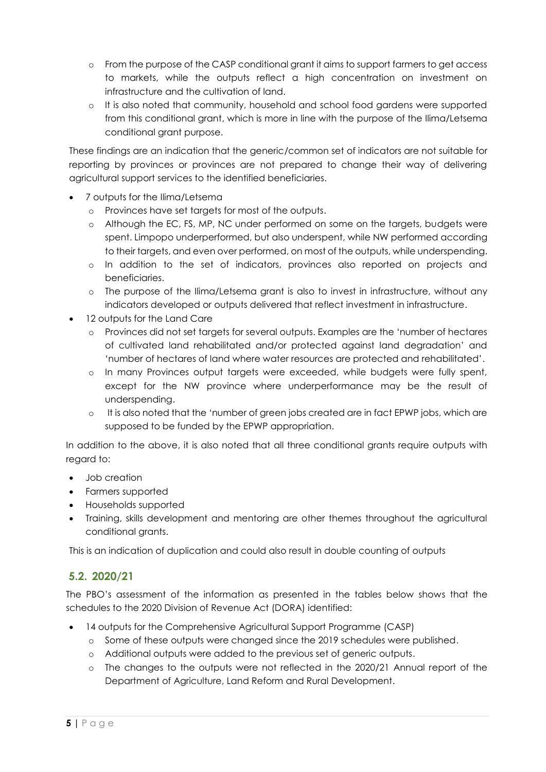- From the purpose of the CASP conditional grant it aims to support farmers to get access to markets, while the outputs reflect a high concentration on investment on infrastructure and the cultivation of land.
- It is also noted that community, household and school food gardens were supported from this conditional grant, which is more in line with the purpose of the Ilima/Letsema conditional grant purpose.

These findings are an indication that the generic/common set of indicators are not suitable for reporting by provinces or provinces are not prepared to change their way of delivering agricultural support services to the identified beneficiaries.

- 7 outputs for the Ilima/Letsema
  - Provinces have set targets for most of the outputs.
  - Although the EC, FS, MP, NC under performed on some on the targets, budgets were spent. Limpopo underperformed, but also underspent, while NW performed according to their targets, and even over performed, on most of the outputs, while underspending.
  - In addition to the set of indicators, provinces also reported on projects and beneficiaries.
  - The purpose of the Ilima/Letsema grant is also to invest in infrastructure, without any indicators developed or outputs delivered that reflect investment in infrastructure.
- 12 outputs for the Land Care
  - Provinces did not set targets for several outputs. Examples are the 'number of hectares of cultivated land rehabilitated and/or protected against land degradation' and 'number of hectares of land where water resources are protected and rehabilitated'.
  - In many Provinces output targets were exceeded, while budgets were fully spent, except for the NW province where underperformance may be the result of underspending.
  - It is also noted that the 'number of green jobs created are in fact EPWP jobs, which are supposed to be funded by the EPWP appropriation.

In addition to the above, it is also noted that all three conditional grants require outputs with regard to:

- Job creation
- Farmers supported
- Households supported
- Training, skills development and mentoring are other themes throughout the agricultural conditional grants.

This is an indication of duplication and could also result in double counting of outputs

## 5.2. 2020/21

The PBO's assessment of the information as presented in the tables below shows that the schedules to the 2020 Division of Revenue Act (DORA) identified:

- 14 outputs for the Comprehensive Agricultural Support Programme (CASP)
  - Some of these outputs were changed since the 2019 schedules were published.
  - Additional outputs were added to the previous set of generic outputs.
  - The changes to the outputs were not reflected in the 2020/21 Annual report of the Department of Agriculture, Land Reform and Rural Development.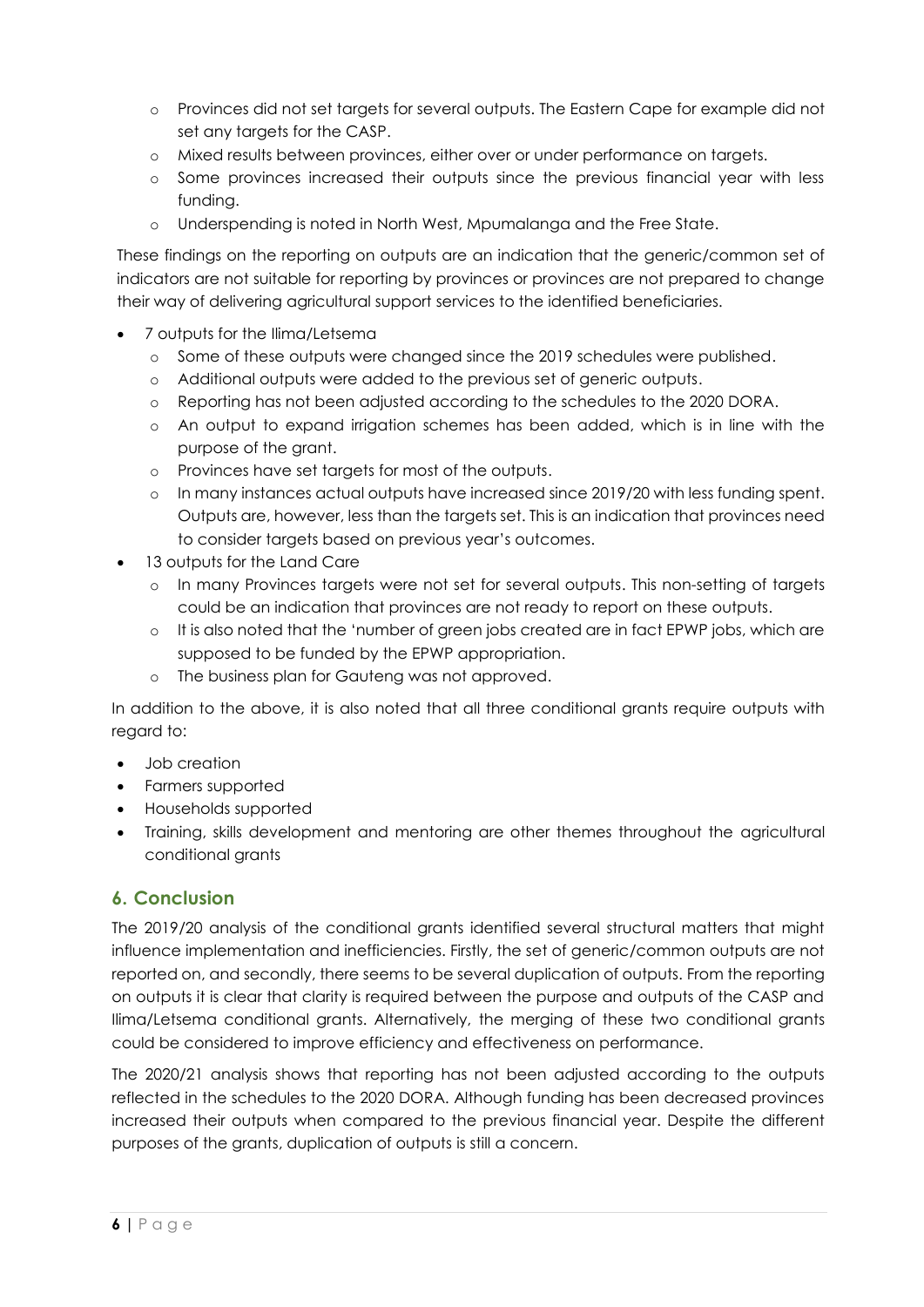- Provinces did not set targets for several outputs. The Eastern Cape for example did not set any targets for the CASP.
  - Mixed results between provinces, either over or under performance on targets.
  - Some provinces increased their outputs since the previous financial year with less funding.
  - Underspending is noted in North West, Mpumalanga and the Free State.

These findings on the reporting on outputs are an indication that the generic/common set of indicators are not suitable for reporting by provinces or provinces are not prepared to change their way of delivering agricultural support services to the identified beneficiaries.

- 7 outputs for the Ilima/Letsema
  - Some of these outputs were changed since the 2019 schedules were published.
  - Additional outputs were added to the previous set of generic outputs.
  - Reporting has not been adjusted according to the schedules to the 2020 DORA.
  - An output to expand irrigation schemes has been added, which is in line with the purpose of the grant.
  - Provinces have set targets for most of the outputs.
  - In many instances actual outputs have increased since 2019/20 with less funding spent. Outputs are, however, less than the targets set. This is an indication that provinces need to consider targets based on previous year's outcomes.
- 13 outputs for the Land Care
  - In many Provinces targets were not set for several outputs. This non-setting of targets could be an indication that provinces are not ready to report on these outputs.
  - It is also noted that the 'number of green jobs created are in fact EPWP jobs, which are supposed to be funded by the EPWP appropriation.
  - The business plan for Gauteng was not approved.

In addition to the above, it is also noted that all three conditional grants require outputs with regard to:

- Job creation
- Farmers supported
- Households supported
- Training, skills development and mentoring are other themes throughout the agricultural conditional grants

## 6. Conclusion

The 2019/20 analysis of the conditional grants identified several structural matters that might influence implementation and inefficiencies. Firstly, the set of generic/common outputs are not reported on, and secondly, there seems to be several duplication of outputs. From the reporting on outputs it is clear that clarity is required between the purpose and outputs of the CASP and Ilima/Letsema conditional grants. Alternatively, the merging of these two conditional grants could be considered to improve efficiency and effectiveness on performance.

The 2020/21 analysis shows that reporting has not been adjusted according to the outputs reflected in the schedules to the 2020 DORA. Although funding has been decreased provinces increased their outputs when compared to the previous financial year. Despite the different purposes of the grants, duplication of outputs is still a concern.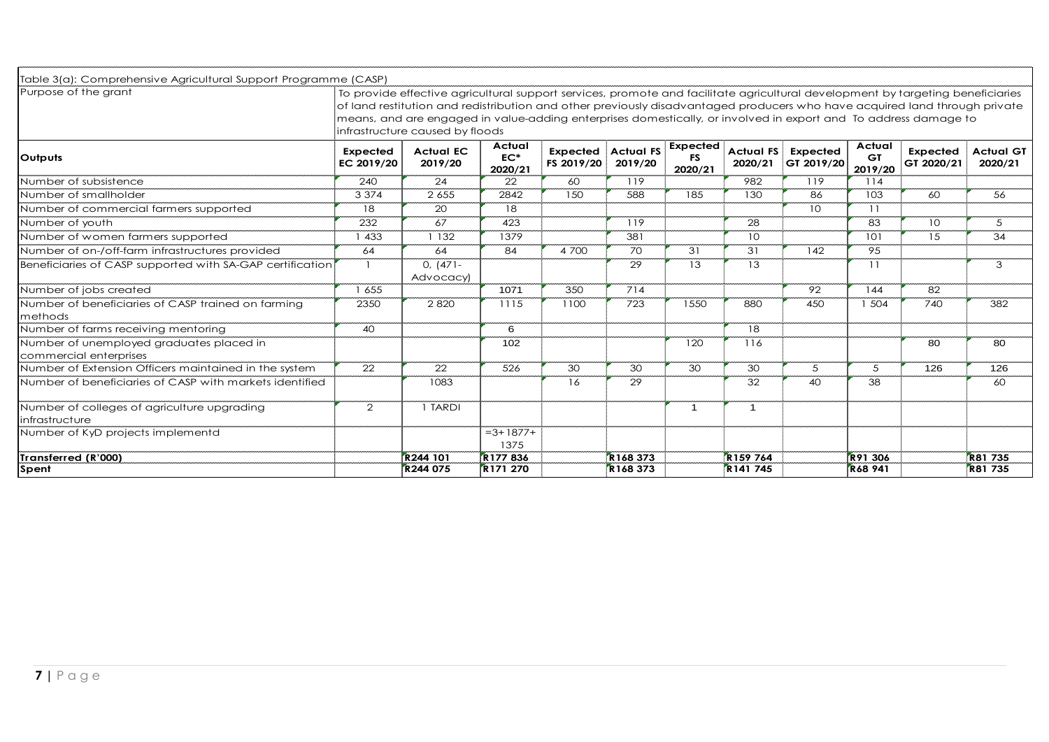| Table 3(a): Comprehensive Agricultural Support Programme (CASP) | | | | | | | | | | | |
|---|---|---|---|---|---|---|---|---|---|---|---|
| Purpose of the grant | To provide effective agricultural support services, promote and facilitate agricultural development by targeting beneficiaries of land restitution and redistribution and other previously disadvantaged producers who have acquired land through private means, and are engaged in value-adding enterprises domestically, or involved in export and To address damage to infrastructure caused by floods | | | | | | | | | | |
| **Outputs** | **Expected EC 2019/20** | **Actual EC 2019/20** | **Actual EC* 2020/21** | **Expected FS 2019/20** | **Actual FS 2019/20** | **Expected FS 2020/21** | **Actual FS 2020/21** | **Expected GT 2019/20** | **Actual GT 2019/20** | **Expected GT 2020/21** | **Actual GT 2020/21** |
| Number of subsistence | 240 | 24 | 22 | 60 | 119 | | 982 | 119 | 114 | | |
| Number of smallholder | 3 374 | 2 655 | 2842 | 150 | 588 | 185 | 130 | 86 | 103 | 60 | 56 |
| Number of commercial farmers supported | 18 | 20 | 18 | | | | | 10 | 11 | | |
| Number of youth | 232 | 67 | 423 | | 119 | | 28 | | 83 | 10 | 5 |
| Number of women farmers supported | 1 433 | 1 132 | 1379 | | 381 | | 10 | | 101 | 15 | 34 |
| Number of on-/off-farm infrastructures provided | 64 | 64 | 84 | 4 700 | 70 | 31 | 31 | 142 | 95 | | |
| Beneficiaries of CASP supported with SA-GAP certification | 1 | 0, (471-Advocacy) | | | 29 | 13 | 13 | | 11 | | 3 |
| Number of jobs created | 1 655 | | 1071 | 350 | 714 | | | 92 | 144 | 82 | |
| Number of beneficiaries of CASP trained on farming methods | 2350 | 2 820 | 1115 | 1100 | 723 | 1550 | 880 | 450 | 1 504 | 740 | 382 |
| Number of farms receiving mentoring | 40 | | 6 | | | | 18 | | | | |
| Number of unemployed graduates placed in commercial enterprises | | | 102 | | | 120 | 116 | | | 80 | 80 |
| Number of Extension Officers maintained in the system | 22 | 22 | 526 | 30 | 30 | 30 | 30 | 5 | 5 | 126 | 126 |
| Number of beneficiaries of CASP with markets identified | | 1083 | | 16 | 29 | | 32 | 40 | 38 | | 60 |
| Number of colleges of agriculture upgrading infrastructure | 2 | 1 TARDI | | | | 1 | 1 | | | | |
| Number of KyD projects implementd | | | =3+1877+ 1375 | | | | | | | | |
| **Transferred (R'000)** | | R244 101 | R177 836 | | R168 373 | | R159 764 | | R91 306 | | R81 735 |
| **Spent** | | R244 075 | R171 270 | | R168 373 | | R141 745 | | R68 941 | | R81 735 |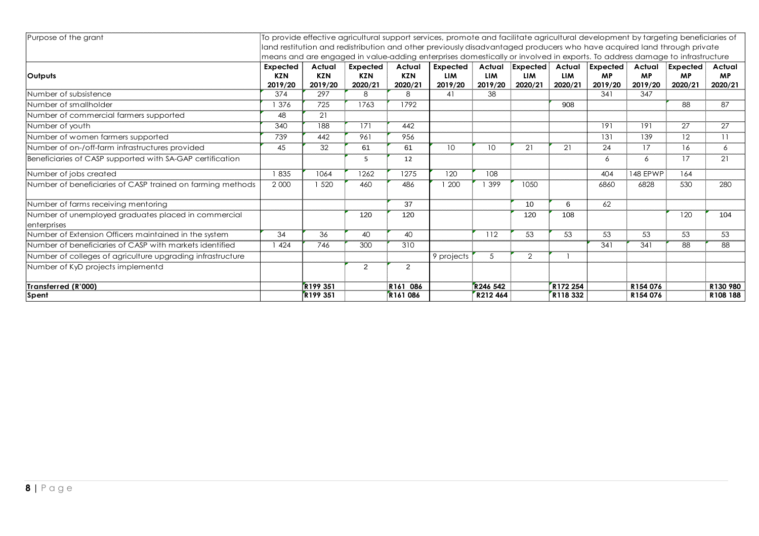| Purpose of the grant | To provide effective agricultural support services, promote and facilitate agricultural development by targeting beneficiaries of land restitution and redistribution and other previously disadvantaged producers who have acquired land through private means and are engaged in value-adding enterprises domestically or involved in exports. To address damage to infrastructure | | | | | | | | | | |
|---|---|---|---|---|---|---|---|---|---|---|---|
| **Outputs** | **Expected KZN 2019/20** | **Actual KZN 2019/20** | **Expected KZN 2020/21** | **Actual KZN 2020/21** | **Expected LIM 2019/20** | **Actual LIM 2019/20** | **Expected LIM 2020/21** | **Actual LIM 2020/21** | **Expected MP 2019/20** | **Actual MP 2019/20** | **Expected MP 2020/21** | **Actual MP 2020/21** |
| Number of subsistence | 374 | 297 | 8 | 8 | 41 | 38 | | | 341 | 347 | | |
| Number of smallholder | 1 376 | 725 | 1763 | 1792 | | | | 908 | | | 88 | 87 |
| Number of commercial farmers supported | 48 | 21 | | | | | | | | | | |
| Number of youth | 340 | 188 | 171 | 442 | | | | | 191 | 191 | 27 | 27 |
| Number of women farmers supported | 739 | 442 | 961 | 956 | | | | | 131 | 139 | 12 | 11 |
| Number of on-/off-farm infrastructures provided | 45 | 32 | 61 | 61 | 10 | 10 | 21 | 21 | 24 | 17 | 16 | 6 |
| Beneficiaries of CASP supported with SA-GAP certification | | | 5 | 12 | | | | | 6 | 6 | 17 | 21 |
| Number of jobs created | 1 835 | 1064 | 1262 | 1275 | 120 | 108 | | | 404 | 148 EPWP | 164 | |
| Number of beneficiaries of CASP trained on farming methods | 2 000 | 1 520 | 460 | 486 | 1 200 | 1 399 | 1050 | | 6860 | 6828 | 530 | 280 |
| Number of farms receiving mentoring | | | | 37 | | | 10 | 6 | 62 | | | |
| Number of unemployed graduates placed in commercial enterprises | | | 120 | 120 | | | 120 | 108 | | | 120 | 104 |
| Number of Extension Officers maintained in the system | 34 | 36 | 40 | 40 | | 112 | 53 | 53 | 53 | 53 | 53 | 53 |
| Number of beneficiaries of CASP with markets identified | 1 424 | 746 | 300 | 310 | | | | | 341 | 341 | 88 | 88 |
| Number of colleges of agriculture upgrading infrastructure | | | | | 9 projects | 5 | 2 | 1 | | | | |
| Number of KyD projects implementd | | | 2 | 2 | | | | | | | | |
| **Transferred (R'000)** | | R199 351 | | R161 086 | | R246 542 | | R172 254 | | R154 076 | | R130 980 |
| **Spent** | | R199 351 | | R161 086 | | R212 464 | | R118 332 | | R154 076 | | R108 188 |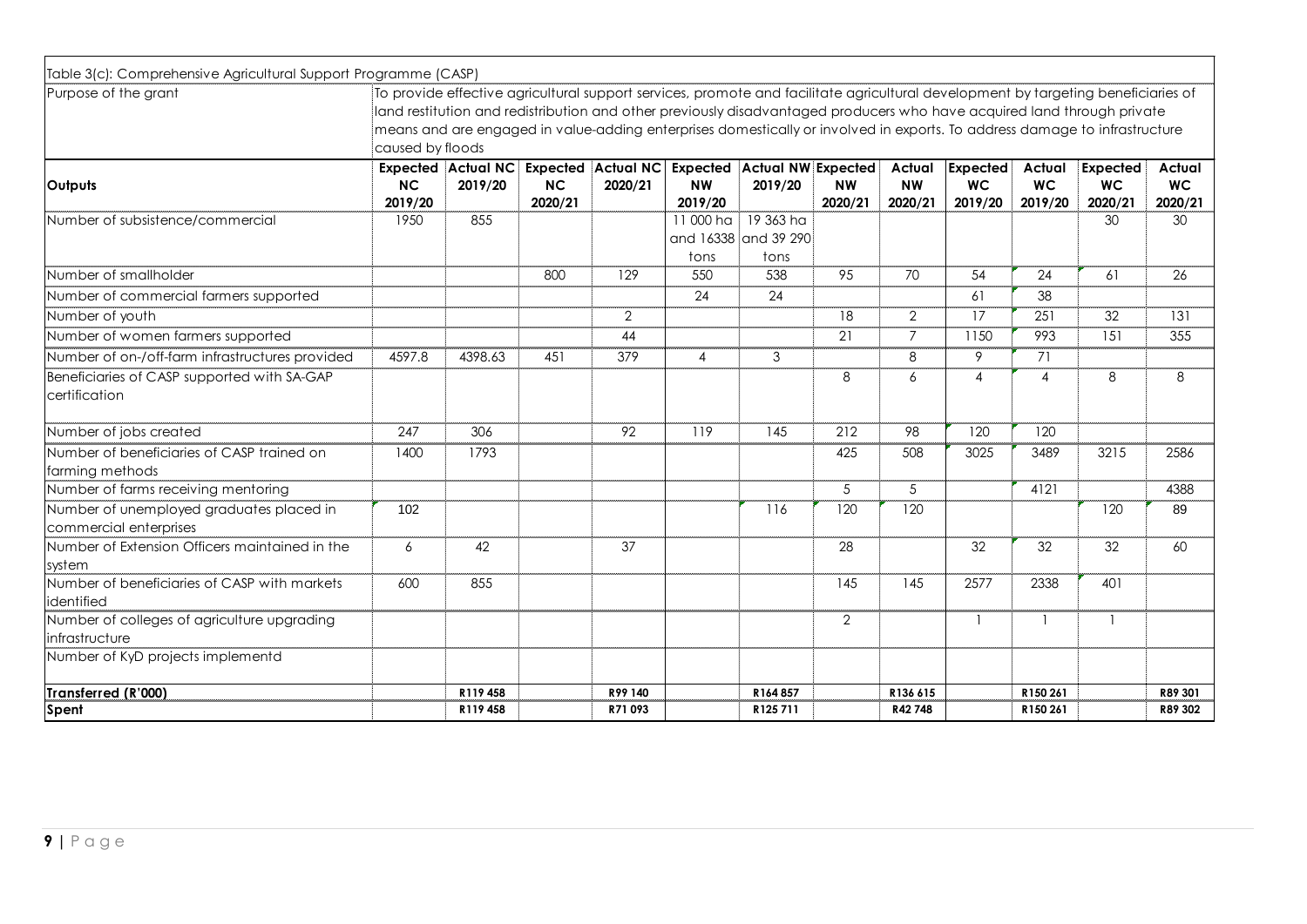| Table 3(c): Comprehensive Agricultural Support Programme (CASP) | | | | | | | | | | | | |
|---|---|---|---|---|---|---|---|---|---|---|---|---|
| Purpose of the grant | To provide effective agricultural support services, promote and facilitate agricultural development by targeting beneficiaries of land restitution and redistribution and other previously disadvantaged producers who have acquired land through private means and are engaged in value-adding enterprises domestically or involved in exports. To address damage to infrastructure caused by floods | | | | | | | | | | | |
| **Outputs** | **Expected NC 2019/20** | **Actual NC 2019/20** | **Expected NC 2020/21** | **Actual NC 2020/21** | **Expected NW 2019/20** | **Actual NW 2019/20** | **Expected NW 2020/21** | **Actual NW 2020/21** | **Expected WC 2019/20** | **Actual WC 2019/20** | **Expected WC 2020/21** | **Actual WC 2020/21** |
| Number of subsistence/commercial | 1950 | 855 | | | 11 000 ha and 16338 tons | 19 363 ha and 39 290 tons | | | | | 30 | 30 |
| Number of smallholder | | | 800 | 129 | 550 | 538 | 95 | 70 | 54 | 24 | 61 | 26 |
| Number of commercial farmers supported | | | | | 24 | 24 | | | 61 | 38 | | |
| Number of youth | | | | 2 | | | 18 | 2 | 17 | 251 | 32 | 131 |
| Number of women farmers supported | | | | 44 | | | 21 | 7 | 1150 | 993 | 151 | 355 |
| Number of on-/off-farm infrastructures provided | 4597.8 | 4398.63 | 451 | 379 | 4 | 3 | | 8 | 9 | 71 | | |
| Beneficiaries of CASP supported with SA-GAP certification | | | | | | | 8 | 6 | 4 | 4 | 8 | 8 |
| Number of jobs created | 247 | 306 | | 92 | 119 | 145 | 212 | 98 | 120 | 120 | | |
| Number of beneficiaries of CASP trained on farming methods | 1400 | 1793 | | | | | 425 | 508 | 3025 | 3489 | 3215 | 2586 |
| Number of farms receiving mentoring | | | | | | | 5 | 5 | | 4121 | | 4388 |
| Number of unemployed graduates placed in commercial enterprises | 102 | | | | | 116 | 120 | 120 | | | 120 | 89 |
| Number of Extension Officers maintained in the system | 6 | 42 | | 37 | | | 28 | | 32 | 32 | 32 | 60 |
| Number of beneficiaries of CASP with markets identified | 600 | 855 | | | | | 145 | 145 | 2577 | 2338 | 401 | |
| Number of colleges of agriculture upgrading infrastructure | | | | | | | 2 | | 1 | 1 | 1 | |
| Number of KyD projects implementd | | | | | | | | | | | | |
| **Transferred (R'000)** | | R119 458 | | R99 140 | | R164 857 | | R136 615 | | R150 261 | | R89 301 |
| **Spent** | | R119 458 | | R71 093 | | R125 711 | | R42 748 | | R150 261 | | R89 302 |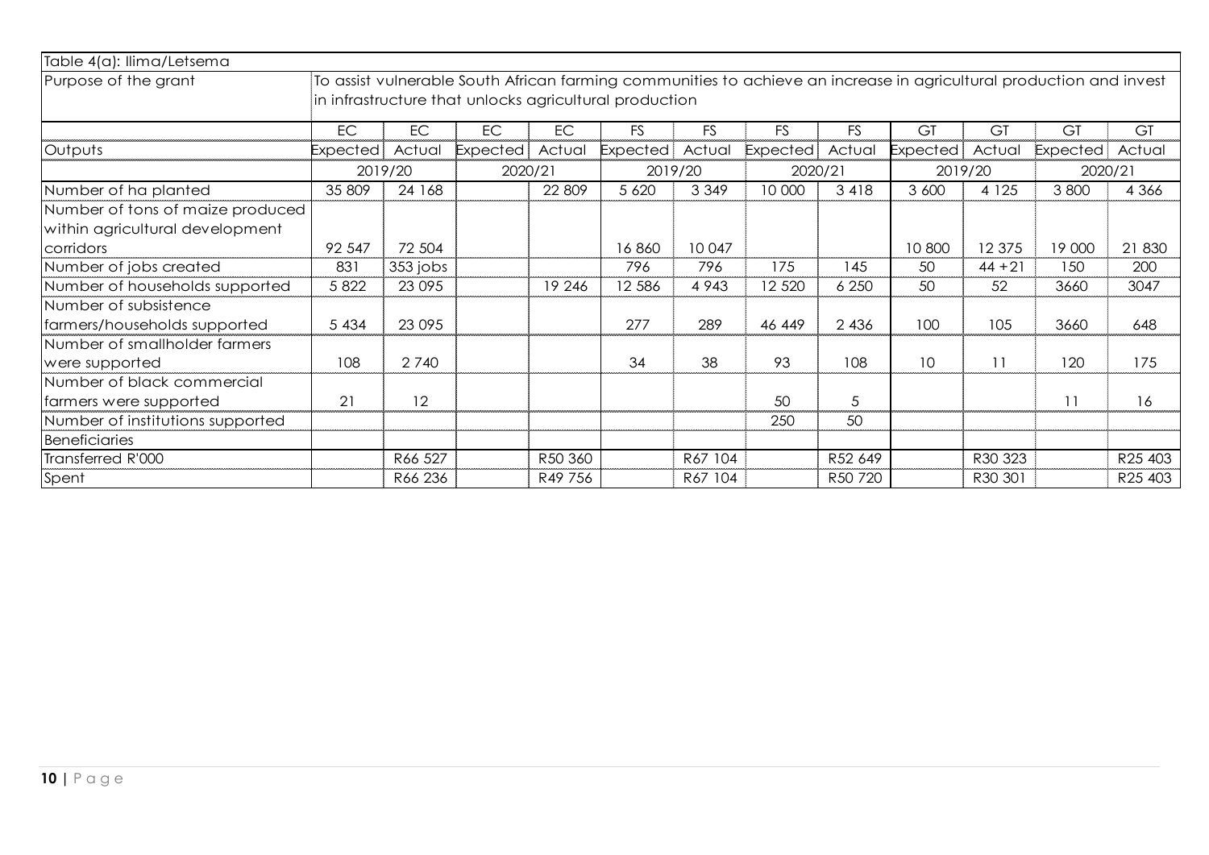| Table 4(a): Ilima/Letsema | | | | | | | | | | | | |
|---|---|---|---|---|---|---|---|---|---|---|---|---|
| Purpose of the grant | To assist vulnerable South African farming communities to achieve an increase in agricultural production and invest in infrastructure that unlocks agricultural production | | | | | | | | | | | |
| | EC | EC | EC | EC | FS | FS | FS | FS | GT | GT | GT | GT |
| Outputs | Expected | Actual | Expected | Actual | Expected | Actual | Expected | Actual | Expected | Actual | Expected | Actual |
| | 2019/20 | | 2020/21 | | 2019/20 | | 2020/21 | | 2019/20 | | 2020/21 | |
| Number of ha planted | 35 809 | 24 168 | | 22 809 | 5 620 | 3 349 | 10 000 | 3 418 | 3 600 | 4 125 | 3 800 | 4 366 |
| Number of tons of maize produced within agricultural development corridors | 92 547 | 72 504 | | | 16 860 | 10 047 | | | 10 800 | 12 375 | 19 000 | 21 830 |
| Number of jobs created | 831 | 353 jobs | | | 796 | 796 | 175 | 145 | 50 | 44 +21 | 150 | 200 |
| Number of households supported | 5 822 | 23 095 | | 19 246 | 12 586 | 4 943 | 12 520 | 6 250 | 50 | 52 | 3660 | 3047 |
| Number of subsistence farmers/households supported | 5 434 | 23 095 | | | 277 | 289 | 46 449 | 2 436 | 100 | 105 | 3660 | 648 |
| Number of smallholder farmers were supported | 108 | 2 740 | | | 34 | 38 | 93 | 108 | 10 | 11 | 120 | 175 |
| Number of black commercial farmers were supported | 21 | 12 | | | | | 50 | 5 | | | 11 | 16 |
| Number of institutions supported | | | | | | | 250 | 50 | | | | |
| Beneficiaries | | | | | | | | | | | | |
| Transferred R'000 | | R66 527 | | R50 360 | | R67 104 | | R52 649 | | R30 323 | | R25 403 |
| Spent | | R66 236 | | R49 756 | | R67 104 | | R50 720 | | R30 301 | | R25 403 |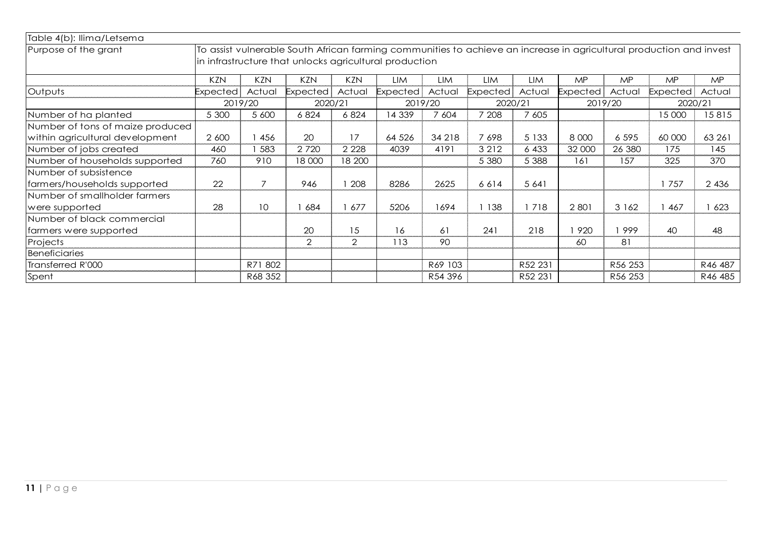Table 4(b): Ilima/Letsema

| Purpose of the grant | To assist vulnerable South African farming communities to achieve an increase in agricultural production and invest in infrastructure that unlocks agricultural production | | | | | | | | | | | |
|---|---|---|---|---|---|---|---|---|---|---|---|---|
| | KZN | KZN | KZN | KZN | LIM | LIM | LIM | LIM | MP | MP | MP | MP |
| Outputs | Expected | Actual | Expected | Actual | Expected | Actual | Expected | Actual | Expected | Actual | Expected | Actual |
| | 2019/20 | | 2020/21 | | 2019/20 | | 2020/21 | | 2019/20 | | 2020/21 | |
| Number of ha planted | 5 300 | 5 600 | 6 824 | 6 824 | 14 339 | 7 604 | 7 208 | 7 605 | | | 15 000 | 15 815 |
| Number of tons of maize produced within agricultural development | 2 600 | 1 456 | 20 | 17 | 64 526 | 34 218 | 7 698 | 5 133 | 8 000 | 6 595 | 60 000 | 63 261 |
| Number of jobs created | 460 | 1 583 | 2 720 | 2 228 | 4039 | 4191 | 3 212 | 6 433 | 32 000 | 26 380 | 175 | 145 |
| Number of households supported | 760 | 910 | 18 000 | 18 200 | | | 5 380 | 5 388 | 161 | 157 | 325 | 370 |
| Number of subsistence farmers/households supported | 22 | 7 | 946 | 1 208 | 8286 | 2625 | 6 614 | 5 641 | | | 1 757 | 2 436 |
| Number of smallholder farmers were supported | 28 | 10 | 1 684 | 1 677 | 5206 | 1694 | 1 138 | 1 718 | 2 801 | 3 162 | 1 467 | 1 623 |
| Number of black commercial farmers were supported | | | 20 | 15 | 16 | 61 | 241 | 218 | 1 920 | 1 999 | 40 | 48 |
| Projects | | | 2 | 2 | 113 | 90 | | | 60 | 81 | | |
| Beneficiaries | | | | | | | | | | | | |
| Transferred R'000 | | R71 802 | | | | R69 103 | | R52 231 | | R56 253 | | R46 487 |
| Spent | | R68 352 | | | | R54 396 | | R52 231 | | R56 253 | | R46 485 |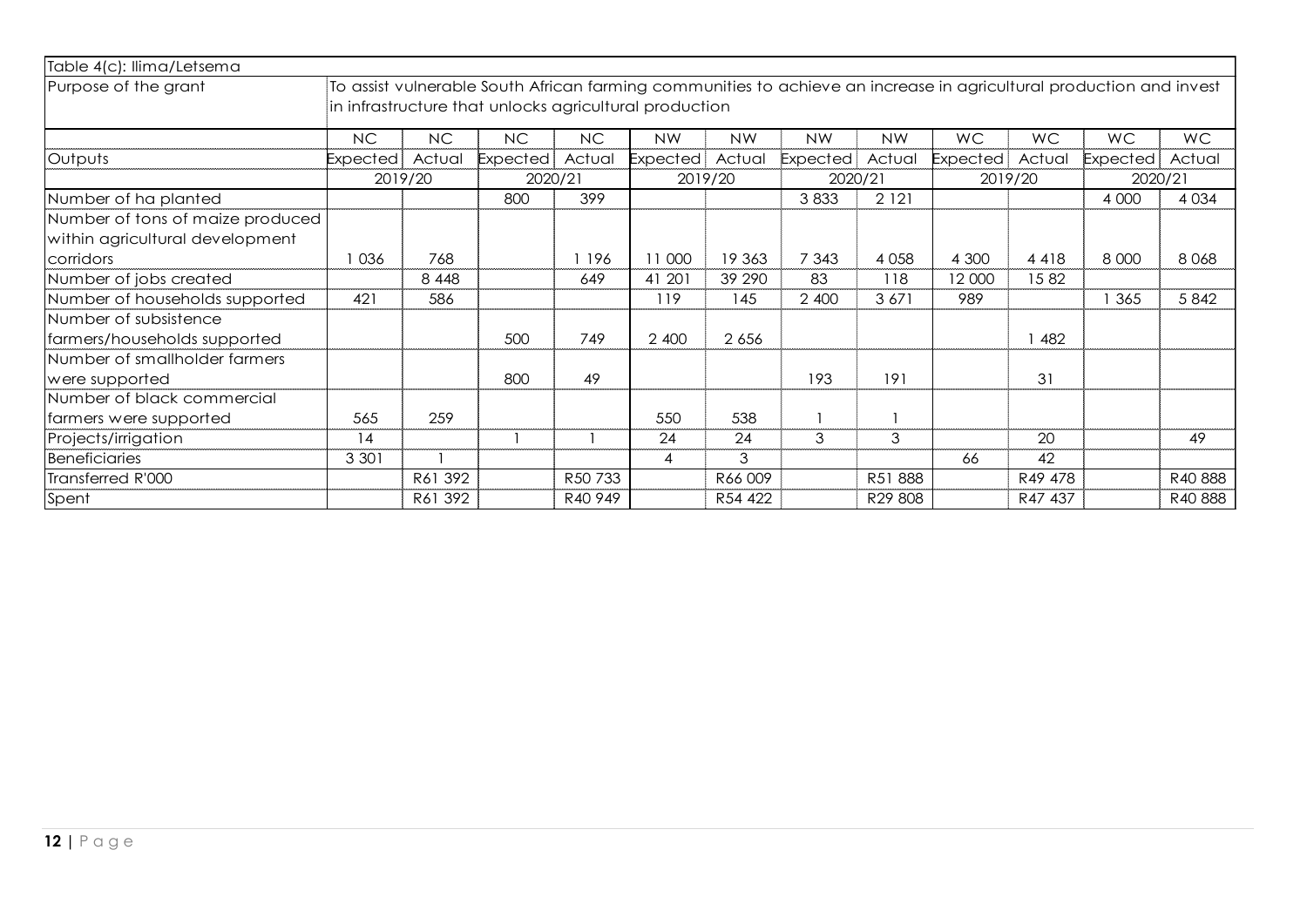| Table 4(c): Ilima/Letsema | | | | | | | | | | | | |
|---|---|---|---|---|---|---|---|---|---|---|---|---|
| Purpose of the grant | To assist vulnerable South African farming communities to achieve an increase in agricultural production and invest in infrastructure that unlocks agricultural production | | | | | | | | | | | |
| | NC | NC | NC | NC | NW | NW | NW | NW | WC | WC | WC | WC |
| Outputs | Expected | Actual | Expected | Actual | Expected | Actual | Expected | Actual | Expected | Actual | Expected | Actual |
| | 2019/20 | | 2020/21 | | 2019/20 | | 2020/21 | | 2019/20 | | 2020/21 | |
| Number of ha planted | | | 800 | 399 | | | 3 833 | 2 121 | | | 4 000 | 4 034 |
| Number of tons of maize produced within agricultural development corridors | 1 036 | 768 | | 1 196 | 11 000 | 19 363 | 7 343 | 4 058 | 4 300 | 4 418 | 8 000 | 8 068 |
| Number of jobs created | | 8 448 | | 649 | 41 201 | 39 290 | 83 | 118 | 12 000 | 15 82 | | |
| Number of households supported | 421 | 586 | | | 119 | 145 | 2 400 | 3 671 | 989 | | 1 365 | 5 842 |
| Number of subsistence farmers/households supported | | | 500 | 749 | 2 400 | 2 656 | | | | 1 482 | | |
| Number of smallholder farmers were supported | | | 800 | 49 | | | 193 | 191 | | 31 | | |
| Number of black commercial farmers were supported | 565 | 259 | | | 550 | 538 | 1 | 1 | | | | |
| Projects/irrigation | 14 | | 1 | 1 | 24 | 24 | 3 | 3 | | 20 | | 49 |
| Beneficiaries | 3 301 | 1 | | | 4 | 3 | | | 66 | 42 | | |
| Transferred R'000 | | R61 392 | | R50 733 | | R66 009 | | R51 888 | | R49 478 | | R40 888 |
| Spent | | R61 392 | | R40 949 | | R54 422 | | R29 808 | | R47 437 | | R40 888 |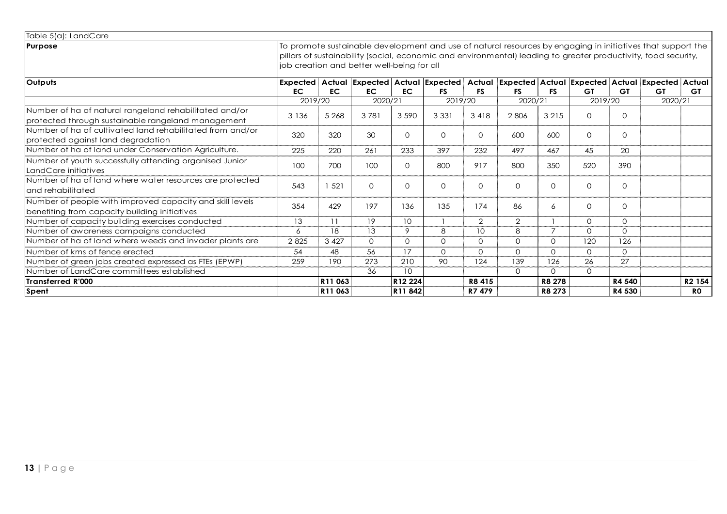Table 5(a): LandCare

| **Purpose** | To promote sustainable development and use of natural resources by engaging in initiatives that support the pillars of sustainability (social, economic and environmental) leading to greater productivity, food security, job creation and better well-being for all | | | | | | | | | | | |
|---|---|---|---|---|---|---|---|---|---|---|---|---|
| **Outputs** | **Expected EC** | **Actual EC** | **Expected EC** | **Actual EC** | **Expected FS** | **Actual FS** | **Expected FS** | **Actual FS** | **Expected GT** | **Actual GT** | **Expected GT** | **Actual GT** |
| | 2019/20 | | 2020/21 | | 2019/20 | | 2020/21 | | 2019/20 | | 2020/21 | |
| Number of ha of natural rangeland rehabilitated and/or protected through sustainable rangeland management | 3 136 | 5 268 | 3 781 | 3 590 | 3 331 | 3 418 | 2 806 | 3 215 | 0 | 0 | | |
| Number of ha of cultivated land rehabilitated from and/or protected against land degradation | 320 | 320 | 30 | 0 | 0 | 0 | 600 | 600 | 0 | 0 | | |
| Number of ha of land under Conservation Agriculture. | 225 | 220 | 261 | 233 | 397 | 232 | 497 | 467 | 45 | 20 | | |
| Number of youth successfully attending organised Junior LandCare initiatives | 100 | 700 | 100 | 0 | 800 | 917 | 800 | 350 | 520 | 390 | | |
| Number of ha of land where water resources are protected and rehabilitated | 543 | 1 521 | 0 | 0 | 0 | 0 | 0 | 0 | 0 | 0 | | |
| Number of people with improved capacity and skill levels benefiting from capacity building initiatives | 354 | 429 | 197 | 136 | 135 | 174 | 86 | 6 | 0 | 0 | | |
| Number of capacity building exercises conducted | 13 | 11 | 19 | 10 | 1 | 2 | 2 | 1 | 0 | 0 | | |
| Number of awareness campaigns conducted | 6 | 18 | 13 | 9 | 8 | 10 | 8 | 7 | 0 | 0 | | |
| Number of ha of land where weeds and invader plants are | 2 825 | 3 427 | 0 | 0 | 0 | 0 | 0 | 0 | 120 | 126 | | |
| Number of kms of fence erected | 54 | 48 | 56 | 17 | 0 | 0 | 0 | 0 | 0 | 0 | | |
| Number of green jobs created expressed as FTEs (EPWP) | 259 | 190 | 273 | 210 | 90 | 124 | 139 | 126 | 26 | 27 | | |
| Number of LandCare committees established | | | 36 | 10 | | | 0 | 0 | 0 | | | |
| **Transferred R'000** | | **R11 063** | | **R12 224** | | **R8 415** | | **R8 278** | | **R4 540** | | **R2 154** |
| **Spent** | | **R11 063** | | **R11 842** | | **R7 479** | | **R8 273** | | **R4 530** | | **R0** |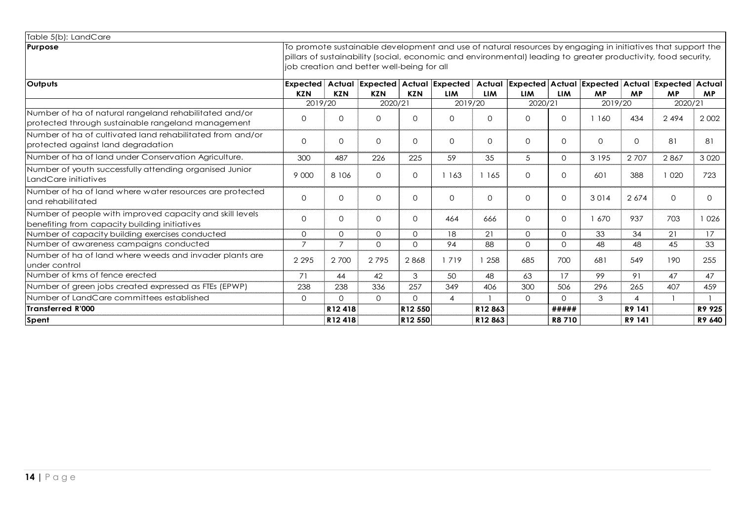| Table 5(b): LandCare | | | | | | | | | | | | |
|---|---|---|---|---|---|---|---|---|---|---|---|---|
| **Purpose** | To promote sustainable development and use of natural resources by engaging in initiatives that support the pillars of sustainability (social, economic and environmental) leading to greater productivity, food security, job creation and better well-being for all | | | | | | | | | | | |
| **Outputs** | **Expected KZN** | **Actual KZN** | **Expected KZN** | **Actual KZN** | **Expected LIM** | **Actual LIM** | **Expected LIM** | **Actual LIM** | **Expected MP** | **Actual MP** | **Expected MP** | **Actual MP** |
| | 2019/20 | | 2020/21 | | 2019/20 | | 2020/21 | | 2019/20 | | 2020/21 | |
| Number of ha of natural rangeland rehabilitated and/or protected through sustainable rangeland management | 0 | 0 | 0 | 0 | 0 | 0 | 0 | 0 | 1 160 | 434 | 2 494 | 2 002 |
| Number of ha of cultivated land rehabilitated from and/or protected against land degradation | 0 | 0 | 0 | 0 | 0 | 0 | 0 | 0 | 0 | 0 | 81 | 81 |
| Number of ha of land under Conservation Agriculture. | 300 | 487 | 226 | 225 | 59 | 35 | 5 | 0 | 3 195 | 2 707 | 2 867 | 3 020 |
| Number of youth successfully attending organised Junior LandCare initiatives | 9 000 | 8 106 | 0 | 0 | 1 163 | 1 165 | 0 | 0 | 601 | 388 | 1 020 | 723 |
| Number of ha of land where water resources are protected and rehabilitated | 0 | 0 | 0 | 0 | 0 | 0 | 0 | 0 | 3 014 | 2 674 | 0 | 0 |
| Number of people with improved capacity and skill levels benefiting from capacity building initiatives | 0 | 0 | 0 | 0 | 464 | 666 | 0 | 0 | 1 670 | 937 | 703 | 1 026 |
| Number of capacity building exercises conducted | 0 | 0 | 0 | 0 | 18 | 21 | 0 | 0 | 33 | 34 | 21 | 17 |
| Number of awareness campaigns conducted | 7 | 7 | 0 | 0 | 94 | 88 | 0 | 0 | 48 | 48 | 45 | 33 |
| Number of ha of land where weeds and invader plants are under control | 2 295 | 2 700 | 2 795 | 2 868 | 1 719 | 1 258 | 685 | 700 | 681 | 549 | 190 | 255 |
| Number of kms of fence erected | 71 | 44 | 42 | 3 | 50 | 48 | 63 | 17 | 99 | 91 | 47 | 47 |
| Number of green jobs created expressed as FTEs (EPWP) | 238 | 238 | 336 | 257 | 349 | 406 | 300 | 506 | 296 | 265 | 407 | 459 |
| Number of LandCare committees established | 0 | 0 | 0 | 0 | 4 | 1 | 0 | 0 | 3 | 4 | 1 | 1 |
| **Transferred R'000** | | **R12 418** | | **R12 550** | | **R12 863** | | **#####** | | **R9 141** | | **R9 925** |
| **Spent** | | **R12 418** | | **R12 550** | | **R12 863** | | **R8 710** | | **R9 141** | | **R9 640** |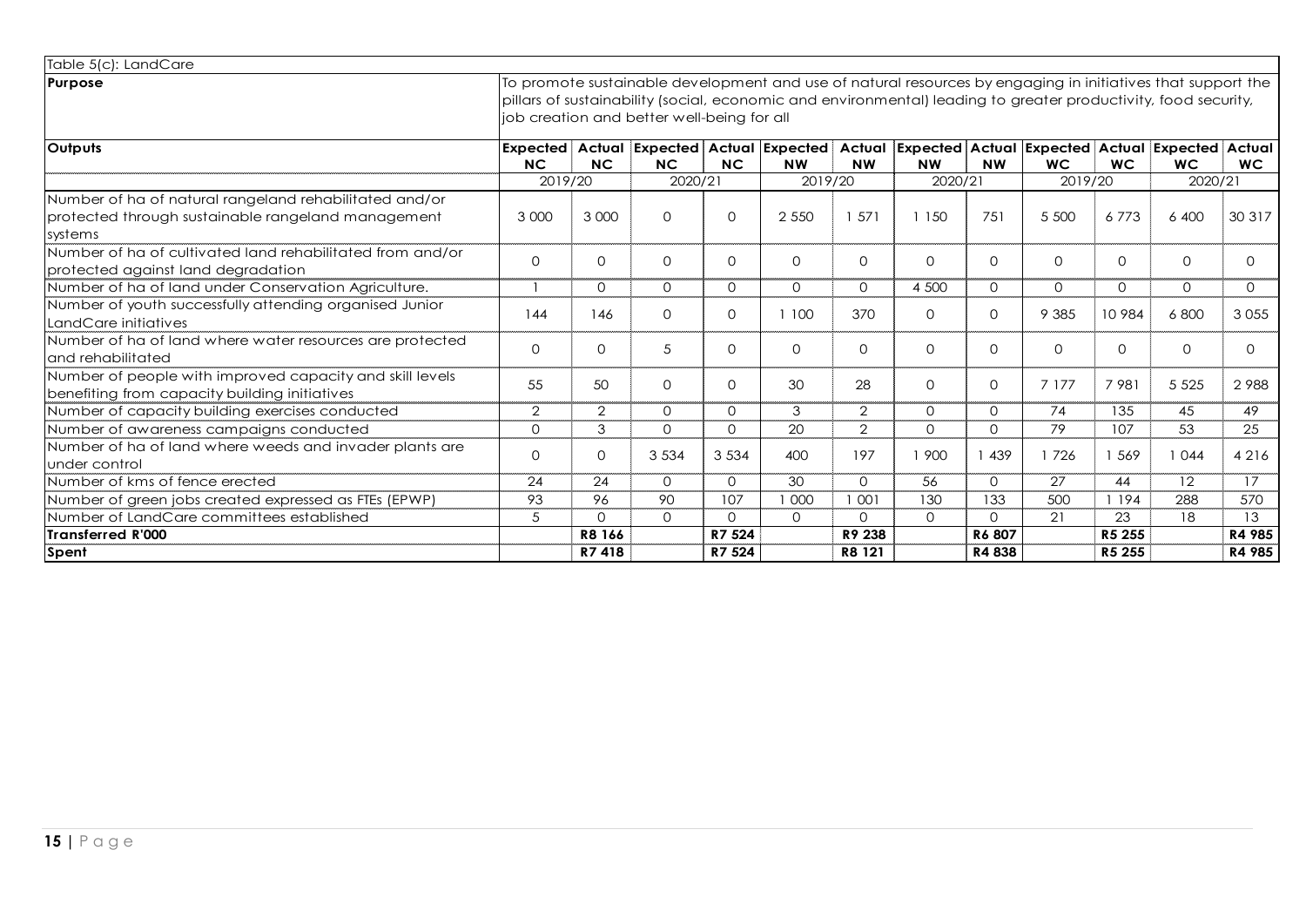| Table 5(c): LandCare | | | | | | | | | | | | |
|---|---|---|---|---|---|---|---|---|---|---|---|---|
| **Purpose** | To promote sustainable development and use of natural resources by engaging in initiatives that support the pillars of sustainability (social, economic and environmental) leading to greater productivity, food security, job creation and better well-being for all | | | | | | | | | | | |
| **Outputs** | **Expected NC** | **Actual NC** | **Expected NC** | **Actual NC** | **Expected NW** | **Actual NW** | **Expected NW** | **Actual NW** | **Expected WC** | **Actual WC** | **Expected WC** | **Actual WC** |
| | 2019/20 | | 2020/21 | | 2019/20 | | 2020/21 | | 2019/20 | | 2020/21 | |
| Number of ha of natural rangeland rehabilitated and/or protected through sustainable rangeland management systems | 3 000 | 3 000 | 0 | 0 | 2 550 | 1 571 | 1 150 | 751 | 5 500 | 6 773 | 6 400 | 30 317 |
| Number of ha of cultivated land rehabilitated from and/or protected against land degradation | 0 | 0 | 0 | 0 | 0 | 0 | 0 | 0 | 0 | 0 | 0 | 0 |
| Number of ha of land under Conservation Agriculture. | 1 | 0 | 0 | 0 | 0 | 0 | 4 500 | 0 | 0 | 0 | 0 | 0 |
| Number of youth successfully attending organised Junior LandCare initiatives | 144 | 146 | 0 | 0 | 1 100 | 370 | 0 | 0 | 9 385 | 10 984 | 6 800 | 3 055 |
| Number of ha of land where water resources are protected and rehabilitated | 0 | 0 | 5 | 0 | 0 | 0 | 0 | 0 | 0 | 0 | 0 | 0 |
| Number of people with improved capacity and skill levels benefiting from capacity building initiatives | 55 | 50 | 0 | 0 | 30 | 28 | 0 | 0 | 7 177 | 7 981 | 5 525 | 2 988 |
| Number of capacity building exercises conducted | 2 | 2 | 0 | 0 | 3 | 2 | 0 | 0 | 74 | 135 | 45 | 49 |
| Number of awareness campaigns conducted | 0 | 3 | 0 | 0 | 20 | 2 | 0 | 0 | 79 | 107 | 53 | 25 |
| Number of ha of land where weeds and invader plants are under control | 0 | 0 | 3 534 | 3 534 | 400 | 197 | 1 900 | 1 439 | 1 726 | 1 569 | 1 044 | 4 216 |
| Number of kms of fence erected | 24 | 24 | 0 | 0 | 30 | 0 | 56 | 0 | 27 | 44 | 12 | 17 |
| Number of green jobs created expressed as FTEs (EPWP) | 93 | 96 | 90 | 107 | 1 000 | 1 001 | 130 | 133 | 500 | 1 194 | 288 | 570 |
| Number of LandCare committees established | 5 | 0 | 0 | 0 | 0 | 0 | 0 | 0 | 21 | 23 | 18 | 13 |
| **Transferred R'000** | | **R8 166** | | **R7 524** | | **R9 238** | | **R6 807** | | **R5 255** | | **R4 985** |
| **Spent** | | **R7 418** | | **R7 524** | | **R8 121** | | **R4 838** | | **R5 255** | | **R4 985** |